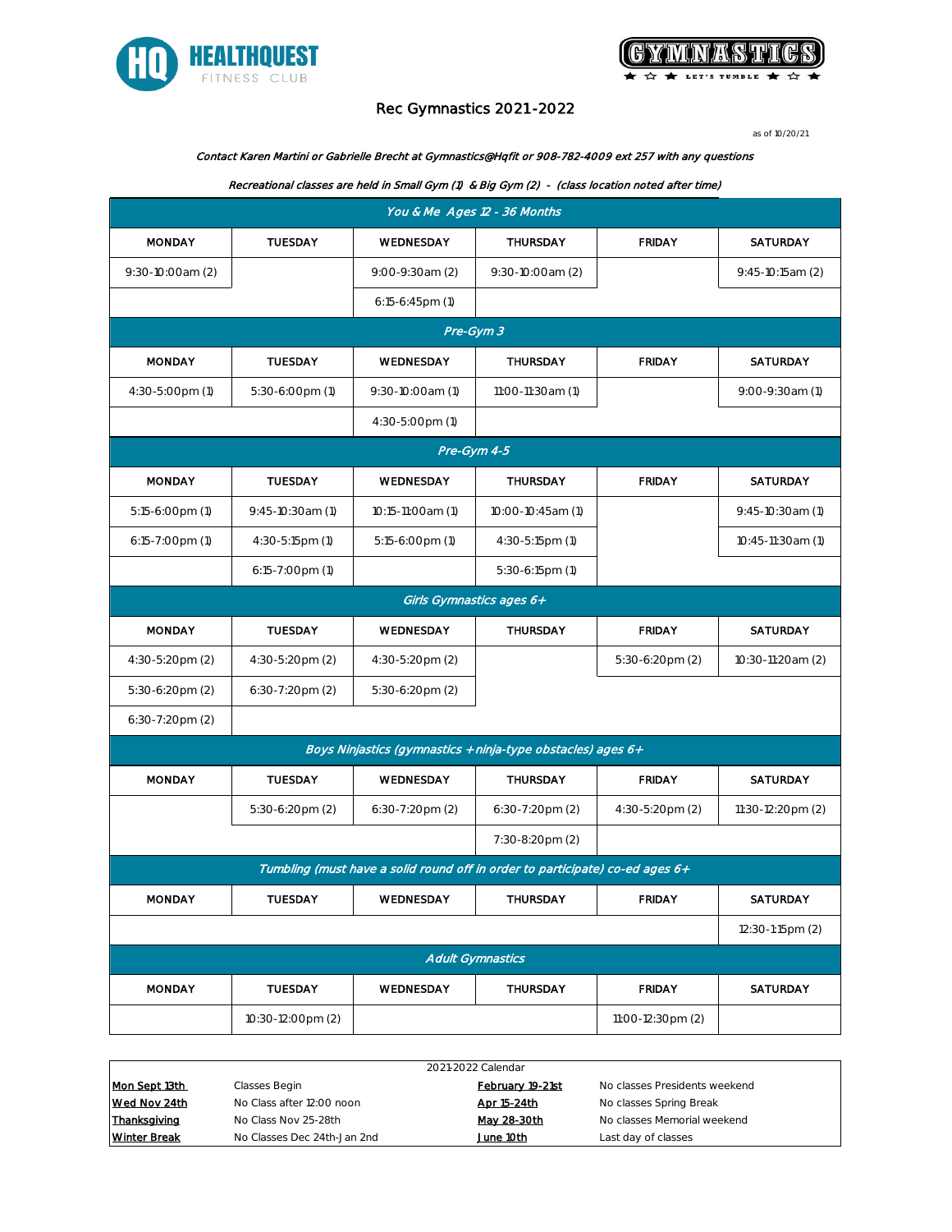HEALTHQUEST FITNESS CLUB

GYMNASTICS — LET'S TUMBLE

# Rec Gymnastics 2021-2022

as of 10/20/21

*Contact Karen Martini or Gabrielle Brecht at Gymnastics@Hqfit or 908-782-4009 ext 257 with any questions*

*Recreational classes are held in Small Gym (1) & Big Gym (2) - (class location noted after time)*

## *You & Me Ages 12 - 36 Months*

| MONDAY | TUESDAY | WEDNESDAY | THURSDAY | FRIDAY | SATURDAY |
|---|---|---|---|---|---|
| 9:30-10:00am (2) | | 9:00-9:30am (2) | 9:30-10:00am (2) | | 9:45-10:15am (2) |
| | | 6:15-6:45pm (1) | | | |

## *Pre-Gym 3*

| MONDAY | TUESDAY | WEDNESDAY | THURSDAY | FRIDAY | SATURDAY |
|---|---|---|---|---|---|
| 4:30-5:00pm (1) | 5:30-6:00pm (1) | 9:30-10:00am (1) | 11:00-11:30am (1) | | 9:00-9:30am (1) |
| | | 4:30-5:00pm (1) | | | |

## *Pre-Gym 4-5*

| MONDAY | TUESDAY | WEDNESDAY | THURSDAY | FRIDAY | SATURDAY |
|---|---|---|---|---|---|
| 5:15-6:00pm (1) | 9:45-10:30am (1) | 10:15-11:00am (1) | 10:00-10:45am (1) | | 9:45-10:30am (1) |
| 6:15-7:00pm (1) | 4:30-5:15pm (1) | 5:15-6:00pm (1) | 4:30-5:15pm (1) | | 10:45-11:30am (1) |
| | 6:15-7:00pm (1) | | 5:30-6:15pm (1) | | |

## *Girls Gymnastics ages 6+*

| MONDAY | TUESDAY | WEDNESDAY | THURSDAY | FRIDAY | SATURDAY |
|---|---|---|---|---|---|
| 4:30-5:20pm (2) | 4:30-5:20pm (2) | 4:30-5:20pm (2) | | 5:30-6:20pm (2) | 10:30-11:20am (2) |
| 5:30-6:20pm (2) | 6:30-7:20pm (2) | 5:30-6:20pm (2) | | | |
| 6:30-7:20pm (2) | | | | | |

## *Boys Ninjastics (gymnastics + ninja-type obstacles) ages 6+*

| MONDAY | TUESDAY | WEDNESDAY | THURSDAY | FRIDAY | SATURDAY |
|---|---|---|---|---|---|
| | 5:30-6:20pm (2) | 6:30-7:20pm (2) | 6:30-7:20pm (2) | 4:30-5:20pm (2) | 11:30-12:20pm (2) |
| | | | 7:30-8:20pm (2) | | |

## *Tumbling (must have a solid round off in order to participate) co-ed ages 6+*

| MONDAY | TUESDAY | WEDNESDAY | THURSDAY | FRIDAY | SATURDAY |
|---|---|---|---|---|---|
| | | | | | 12:30-1:15pm (2) |

## *Adult Gymnastics*

| MONDAY | TUESDAY | WEDNESDAY | THURSDAY | FRIDAY | SATURDAY |
|---|---|---|---|---|---|
| | 10:30-12:00pm (2) | | | 11:00-12:30pm (2) | |

## 2021-2022 Calendar

| Date | Note | Date | Note |
|---|---|---|---|
| Mon Sept 13th | Classes Begin | February 19-21st | No classes Presidents weekend |
| Wed Nov 24th | No Class after 12:00 noon | Apr 15-24th | No classes Spring Break |
| Thanksgiving | No Class Nov 25-28th | May 28-30th | No classes Memorial weekend |
| Winter Break | No Classes Dec 24th-Jan 2nd | June 10th | Last day of classes |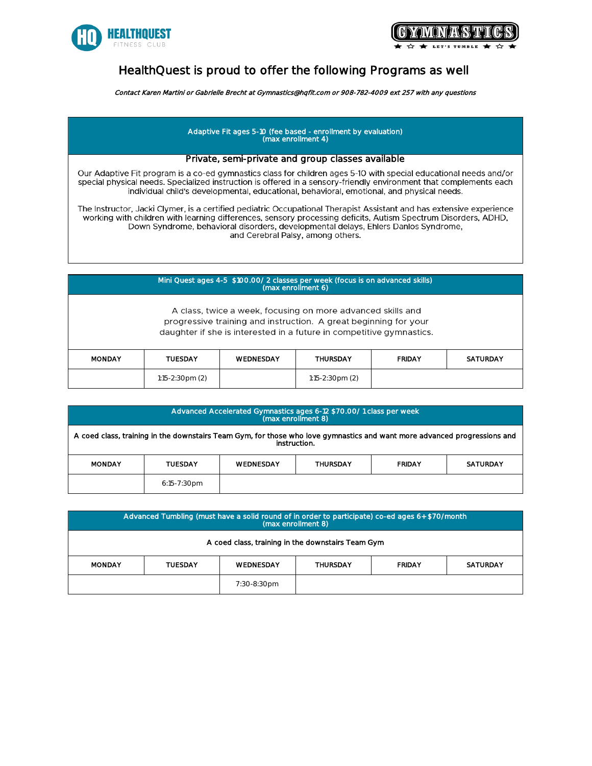# HealthQuest is proud to offer the following Programs as well

*Contact Karen Martini or Gabrielle Brecht at Gymnastics@hqfit.com or 908-782-4009 ext 257 with any questions*

## Adaptive Fit ages 5-10 (fee based - enrollment by evaluation)
(max enrollment 4)

**Private, semi-private and group classes available**

Our Adaptive Fit program is a co-ed gymnastics class for children ages 5-10 with special educational needs and/or special physical needs. Specialized instruction is offered in a sensory-friendly environment that complements each individual child's developmental, educational, behavioral, emotional, and physical needs.

The Instructor, Jacki Clymer, is a certified pediatric Occupational Therapist Assistant and has extensive experience working with children with learning differences, sensory processing deficits, Autism Spectrum Disorders, ADHD, Down Syndrome, behavioral disorders, developmental delays, Ehlers Danlos Syndrome, and Cerebral Palsy, among others.

## Mini Quest ages 4-5 $100.00/ 2 classes per week (focus is on advanced skills)
(max enrollment 6)

A class, twice a week, focusing on more advanced skills and progressive training and instruction. A great beginning for your daughter if she is interested in a future in competitive gymnastics.

| MONDAY | TUESDAY | WEDNESDAY | THURSDAY | FRIDAY | SATURDAY |
|---|---|---|---|---|---|
| | 1:15-2:30pm (2) | | 1:15-2:30pm (2) | | |

## Advanced Accelerated Gymnastics ages 6-12 $70.00/ 1 class per week
(max enrollment 8)

A coed class, training in the downstairs Team Gym, for those who love gymnastics and want more advanced progressions and instruction.

| MONDAY | TUESDAY | WEDNESDAY | THURSDAY | FRIDAY | SATURDAY |
|---|---|---|---|---|---|
| | 6:15-7:30pm | | | | |

## Advanced Tumbling (must have a solid round of in order to participate) co-ed ages 6+ $70/month
(max enrollment 8)

A coed class, training in the downstairs Team Gym

| MONDAY | TUESDAY | WEDNESDAY | THURSDAY | FRIDAY | SATURDAY |
|---|---|---|---|---|---|
| | | 7:30-8:30pm | | | |